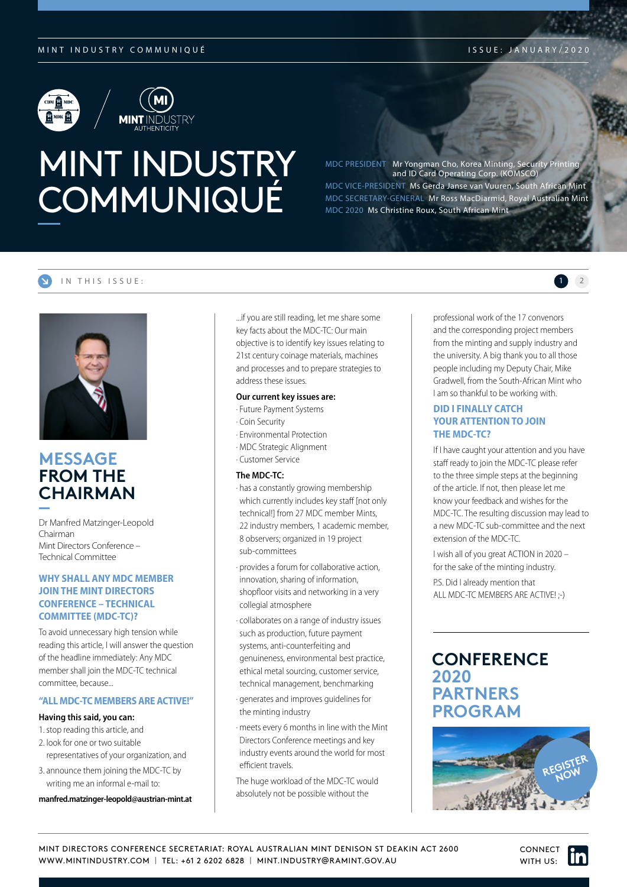# MINT INDUSTRY COMMUNIQUÉ

MDC PRESIDENT Mr Yongman Cho, Korea Minting, Security Printing and ID Card Operating Corp. (KOMSCO)
MDC VICE-PRESIDENT Ms Gerda Janse van Vuuren, South African Mint
MDC SECRETARY-GENERAL Mr Ross MacDiarmid, Royal Australian Mint
MDC 2020 Ms Christine Roux, South African Mint

IN THIS ISSUE:

## MESSAGE FROM THE CHAIRMAN

Dr Manfred Matzinger-Leopold
Chairman
Mint Directors Conference – Technical Committee

### WHY SHALL ANY MDC MEMBER JOIN THE MINT DIRECTORS CONFERENCE – TECHNICAL COMMITTEE (MDC-TC)?

To avoid unnecessary high tension while reading this article, I will answer the question of the headline immediately: Any MDC member shall join the MDC-TC technical committee, because...

### "ALL MDC-TC MEMBERS ARE ACTIVE!"

**Having this said, you can:**

1. stop reading this article, and
2. look for one or two suitable representatives of your organization, and
3. announce them joining the MDC-TC by writing me an informal e-mail to:

**manfred.matzinger-leopold@austrian-mint.at**

...if you are still reading, let me share some key facts about the MDC-TC: Our main objective is to identify key issues relating to 21st century coinage materials, machines and processes and to prepare strategies to address these issues.

**Our current key issues are:**

- Future Payment Systems
- Coin Security
- Environmental Protection
- MDC Strategic Alignment
- Customer Service

**The MDC-TC:**

- has a constantly growing membership which currently includes key staff [not only technical!] from 27 MDC member Mints, 22 industry members, 1 academic member, 8 observers; organized in 19 project sub-committees
- provides a forum for collaborative action, innovation, sharing of information, shopfloor visits and networking in a very collegial atmosphere
- collaborates on a range of industry issues such as production, future payment systems, anti-counterfeiting and genuineness, environmental best practice, ethical metal sourcing, customer service, technical management, benchmarking
- generates and improves guidelines for the minting industry
- meets every 6 months in line with the Mint Directors Conference meetings and key industry events around the world for most efficient travels.

The huge workload of the MDC-TC would absolutely not be possible without the professional work of the 17 convenors and the corresponding project members from the minting and supply industry and the university. A big thank you to all those people including my Deputy Chair, Mike Gradwell, from the South-African Mint who I am so thankful to be working with.

### DID I FINALLY CATCH YOUR ATTENTION TO JOIN THE MDC-TC?

If I have caught your attention and you have staff ready to join the MDC-TC please refer to the three simple steps at the beginning of the article. If not, then please let me know your feedback and wishes for the MDC-TC. The resulting discussion may lead to a new MDC-TC sub-committee and the next extension of the MDC-TC.

I wish all of you great ACTION in 2020 – for the sake of the minting industry.

P.S. Did I already mention that ALL MDC-TC MEMBERS ARE ACTIVE! ;-)

## CONFERENCE 2020 PARTNERS PROGRAM

REGISTER NOW

MINT DIRECTORS CONFERENCE SECRETARIAT: ROYAL AUSTRALIAN MINT DENISON ST DEAKIN ACT 2600
WWW.MINTINDUSTRY.COM | TEL: +61 2 6202 6828 | MINT.INDUSTRY@RAMINT.GOV.AU

CONNECT WITH US: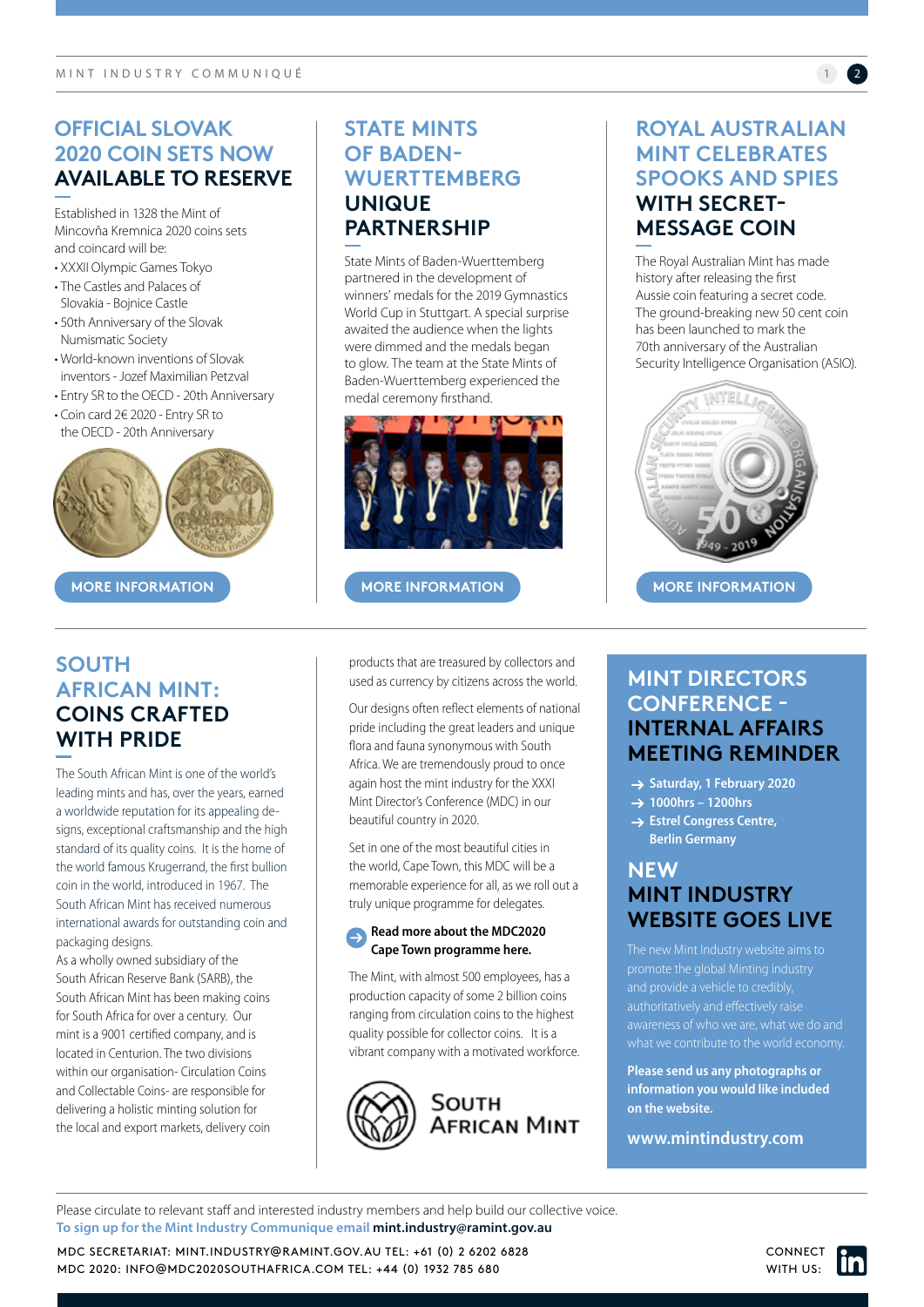## OFFICIAL SLOVAK 2020 COIN SETS NOW AVAILABLE TO RESERVE

Established in 1328 the Mint of Mincovňa Kremnica 2020 coins sets and coincard will be:

- XXXII Olympic Games Tokyo
- The Castles and Palaces of Slovakia - Bojnice Castle
- 50th Anniversary of the Slovak Numismatic Society
- World-known inventions of Slovak inventors - Jozef Maximilian Petzval
- Entry SR to the OECD - 20th Anniversary
- Coin card 2€ 2020 - Entry SR to the OECD - 20th Anniversary

MORE INFORMATION

## STATE MINTS OF BADEN-WUERTTEMBERG UNIQUE PARTNERSHIP

State Mints of Baden-Wuerttemberg partnered in the development of winners' medals for the 2019 Gymnastics World Cup in Stuttgart. A special surprise awaited the audience when the lights were dimmed and the medals began to glow. The team at the State Mints of Baden-Wuerttemberg experienced the medal ceremony firsthand.

MORE INFORMATION

## ROYAL AUSTRALIAN MINT CELEBRATES SPOOKS AND SPIES WITH SECRET-MESSAGE COIN

The Royal Australian Mint has made history after releasing the first Aussie coin featuring a secret code. The ground-breaking new 50 cent coin has been launched to mark the 70th anniversary of the Australian Security Intelligence Organisation (ASIO).

MORE INFORMATION

## SOUTH AFRICAN MINT: COINS CRAFTED WITH PRIDE

The South African Mint is one of the world's leading mints and has, over the years, earned a worldwide reputation for its appealing designs, exceptional craftsmanship and the high standard of its quality coins. It is the home of the world famous Krugerrand, the first bullion coin in the world, introduced in 1967. The South African Mint has received numerous international awards for outstanding coin and packaging designs.

As a wholly owned subsidiary of the South African Reserve Bank (SARB), the South African Mint has been making coins for South Africa for over a century. Our mint is a 9001 certified company, and is located in Centurion. The two divisions within our organisation- Circulation Coins and Collectable Coins- are responsible for delivering a holistic minting solution for the local and export markets, delivery coin products that are treasured by collectors and used as currency by citizens across the world.

Our designs often reflect elements of national pride including the great leaders and unique flora and fauna synonymous with South Africa. We are tremendously proud to once again host the mint industry for the XXXI Mint Director's Conference (MDC) in our beautiful country in 2020.

Set in one of the most beautiful cities in the world, Cape Town, this MDC will be a memorable experience for all, as we roll out a truly unique programme for delegates.

**Read more about the MDC2020 Cape Town programme here.**

The Mint, with almost 500 employees, has a production capacity of some 2 billion coins ranging from circulation coins to the highest quality possible for collector coins. It is a vibrant company with a motivated workforce.

SOUTH AFRICAN MINT

## MINT DIRECTORS CONFERENCE – INTERNAL AFFAIRS MEETING REMINDER

- **Saturday, 1 February 2020**
- **1000hrs – 1200hrs**
- **Estrel Congress Centre, Berlin Germany**

## NEW MINT INDUSTRY WEBSITE GOES LIVE

The new Mint Industry website aims to promote the global Minting industry and provide a vehicle to credibly, authoritatively and effectively raise awareness of who we are, what we do and what we contribute to the world economy.

**Please send us any photographs or information you would like included on the website.**

**www.mintindustry.com**

Please circulate to relevant staff and interested industry members and help build our collective voice.
**To sign up for the Mint Industry Communique email mint.industry@ramint.gov.au**

MDC SECRETARIAT: MINT.INDUSTRY@RAMINT.GOV.AU TEL: +61 (0) 2 6202 6828
MDC 2020: INFO@MDC2020SOUTHAFRICA.COM TEL: +44 (0) 1932 785 680

CONNECT WITH US: